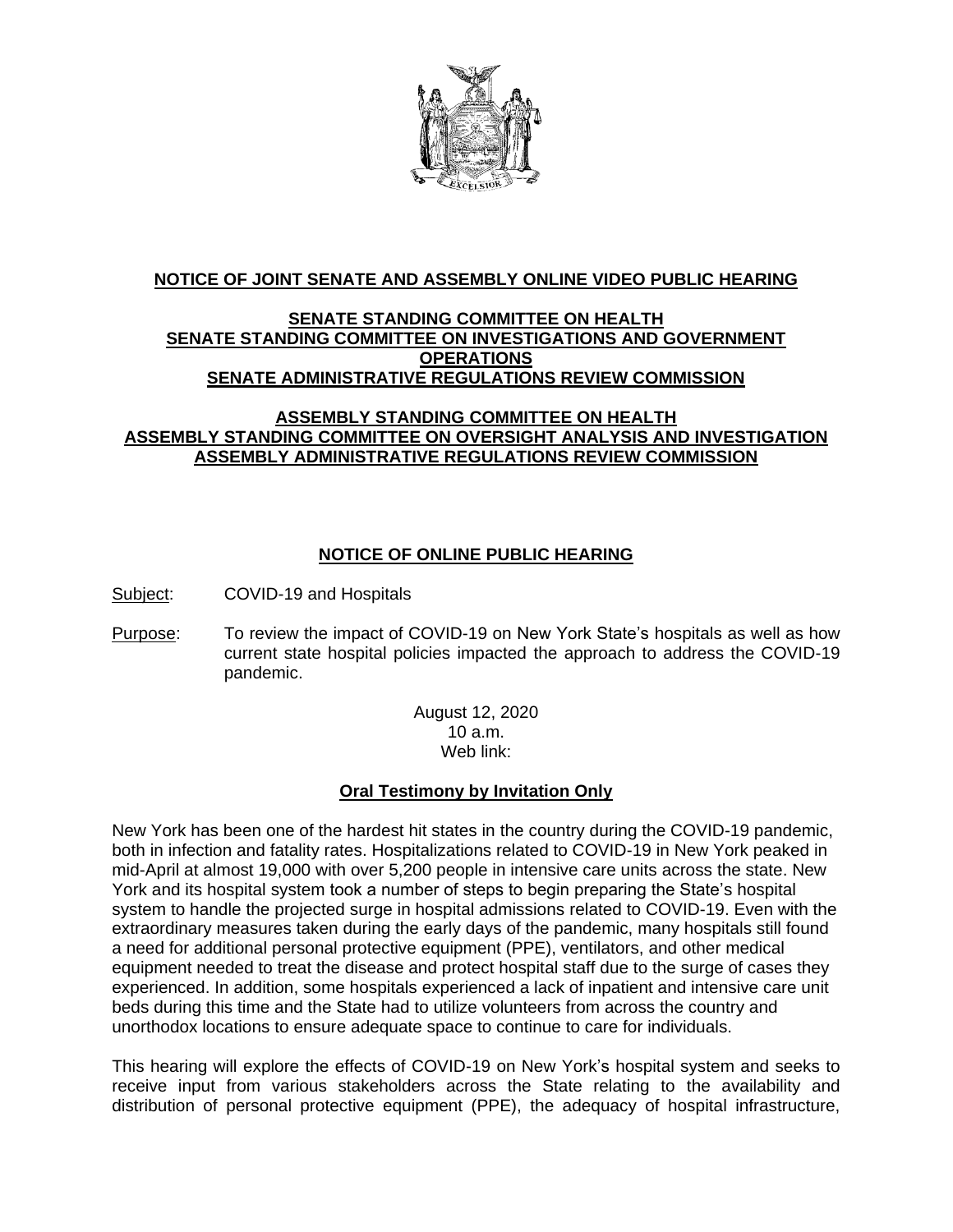**NOTICE OF JOINT SENATE AND ASSEMBLY ONLINE VIDEO PUBLIC HEARING**

**SENATE STANDING COMMITTEE ON HEALTH**
**SENATE STANDING COMMITTEE ON INVESTIGATIONS AND GOVERNMENT OPERATIONS**
**SENATE ADMINISTRATIVE REGULATIONS REVIEW COMMISSION**

**ASSEMBLY STANDING COMMITTEE ON HEALTH**
**ASSEMBLY STANDING COMMITTEE ON OVERSIGHT ANALYSIS AND INVESTIGATION**
**ASSEMBLY ADMINISTRATIVE REGULATIONS REVIEW COMMISSION**

**NOTICE OF ONLINE PUBLIC HEARING**

Subject: COVID-19 and Hospitals

Purpose: To review the impact of COVID-19 on New York State's hospitals as well as how current state hospital policies impacted the approach to address the COVID-19 pandemic.

August 12, 2020
10 a.m.
Web link:

**Oral Testimony by Invitation Only**

New York has been one of the hardest hit states in the country during the COVID-19 pandemic, both in infection and fatality rates. Hospitalizations related to COVID-19 in New York peaked in mid-April at almost 19,000 with over 5,200 people in intensive care units across the state. New York and its hospital system took a number of steps to begin preparing the State's hospital system to handle the projected surge in hospital admissions related to COVID-19. Even with the extraordinary measures taken during the early days of the pandemic, many hospitals still found a need for additional personal protective equipment (PPE), ventilators, and other medical equipment needed to treat the disease and protect hospital staff due to the surge of cases they experienced. In addition, some hospitals experienced a lack of inpatient and intensive care unit beds during this time and the State had to utilize volunteers from across the country and unorthodox locations to ensure adequate space to continue to care for individuals.

This hearing will explore the effects of COVID-19 on New York's hospital system and seeks to receive input from various stakeholders across the State relating to the availability and distribution of personal protective equipment (PPE), the adequacy of hospital infrastructure,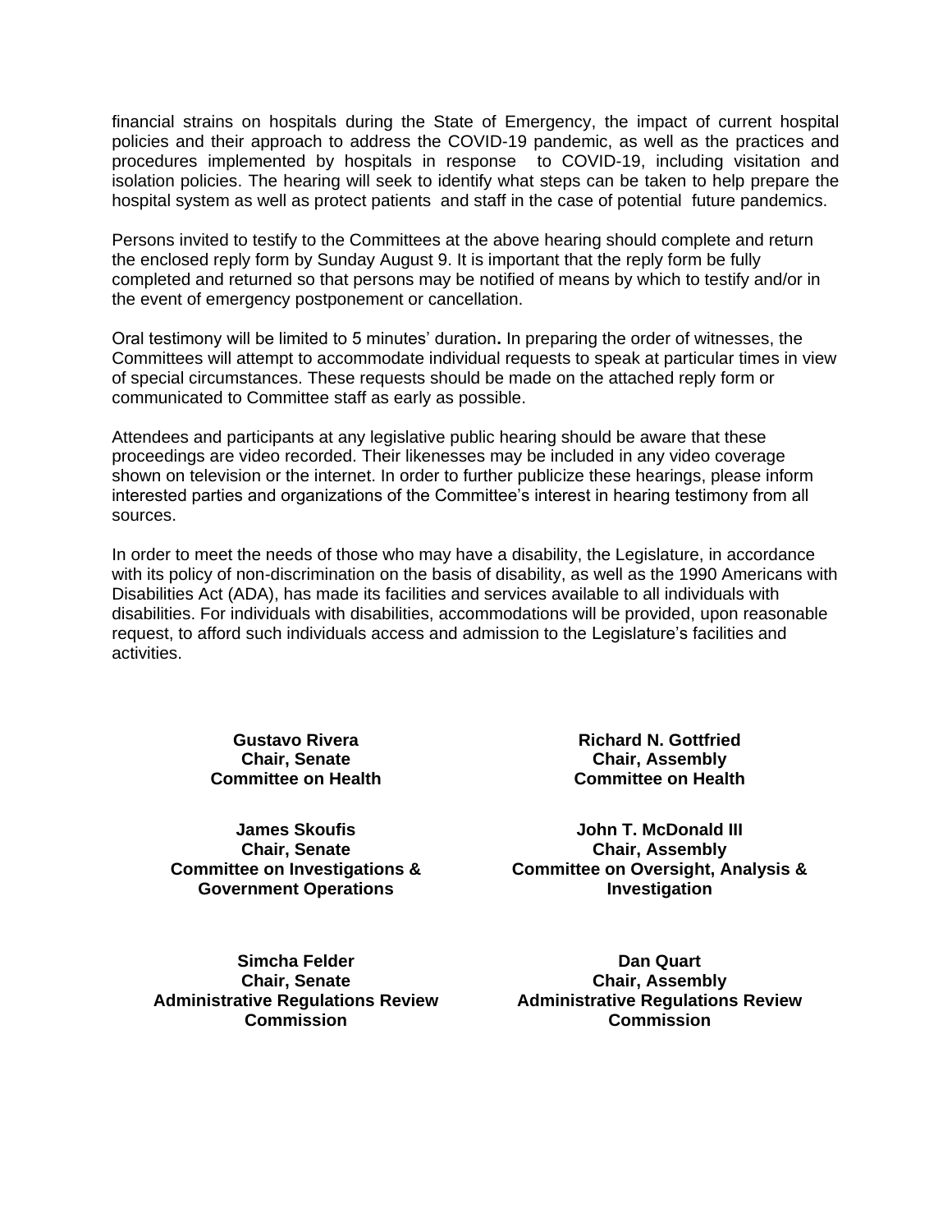financial strains on hospitals during the State of Emergency, the impact of current hospital policies and their approach to address the COVID-19 pandemic, as well as the practices and procedures implemented by hospitals in response to COVID-19, including visitation and isolation policies. The hearing will seek to identify what steps can be taken to help prepare the hospital system as well as protect patients and staff in the case of potential future pandemics.

Persons invited to testify to the Committees at the above hearing should complete and return the enclosed reply form by Sunday August 9. It is important that the reply form be fully completed and returned so that persons may be notified of means by which to testify and/or in the event of emergency postponement or cancellation.

Oral testimony will be limited to 5 minutes' duration**.** In preparing the order of witnesses, the Committees will attempt to accommodate individual requests to speak at particular times in view of special circumstances. These requests should be made on the attached reply form or communicated to Committee staff as early as possible.

Attendees and participants at any legislative public hearing should be aware that these proceedings are video recorded. Their likenesses may be included in any video coverage shown on television or the internet. In order to further publicize these hearings, please inform interested parties and organizations of the Committee's interest in hearing testimony from all sources.

In order to meet the needs of those who may have a disability, the Legislature, in accordance with its policy of non-discrimination on the basis of disability, as well as the 1990 Americans with Disabilities Act (ADA), has made its facilities and services available to all individuals with disabilities. For individuals with disabilities, accommodations will be provided, upon reasonable request, to afford such individuals access and admission to the Legislature's facilities and activities.

**Gustavo Rivera**
**Chair, Senate**
**Committee on Health**

**Richard N. Gottfried**
**Chair, Assembly**
**Committee on Health**

**James Skoufis**
**Chair, Senate**
**Committee on Investigations & Government Operations**

**John T. McDonald III**
**Chair, Assembly**
**Committee on Oversight, Analysis & Investigation**

**Simcha Felder**
**Chair, Senate**
**Administrative Regulations Review Commission**

**Dan Quart**
**Chair, Assembly**
**Administrative Regulations Review Commission**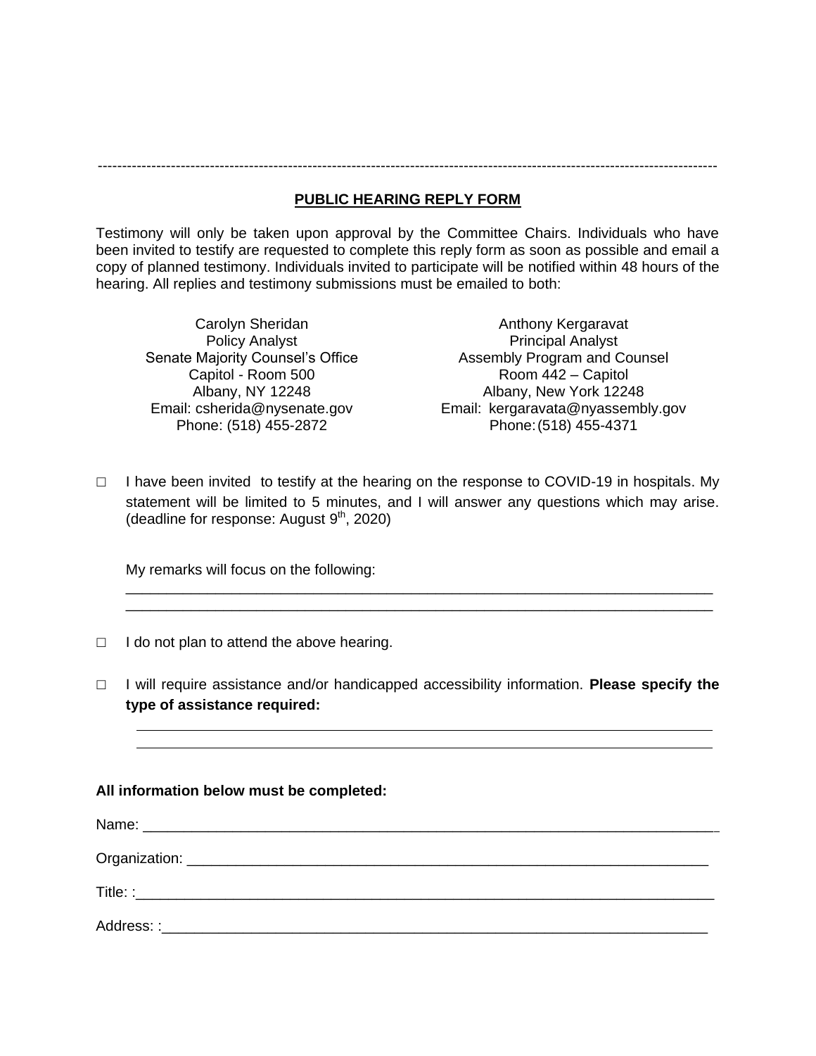---

## PUBLIC HEARING REPLY FORM

Testimony will only be taken upon approval by the Committee Chairs. Individuals who have been invited to testify are requested to complete this reply form as soon as possible and email a copy of planned testimony. Individuals invited to participate will be notified within 48 hours of the hearing. All replies and testimony submissions must be emailed to both:

Carolyn Sheridan
Policy Analyst
Senate Majority Counsel's Office
Capitol - Room 500
Albany, NY 12248
Email: csherida@nysenate.gov
Phone: (518) 455-2872

Anthony Kergaravat
Principal Analyst
Assembly Program and Counsel
Room 442 – Capitol
Albany, New York 12248
Email: kergaravata@nyassembly.gov
Phone: (518) 455-4371

□ I have been invited to testify at the hearing on the response to COVID-19 in hospitals. My statement will be limited to 5 minutes, and I will answer any questions which may arise. (deadline for response: August 9th, 2020)

My remarks will focus on the following:
______________________________________________________________________________
______________________________________________________________________________

□ I do not plan to attend the above hearing.

□ I will require assistance and/or handicapped accessibility information. **Please specify the type of assistance required:**
______________________________________________________________________________
______________________________________________________________________________

**All information below must be completed:**

Name: ______________________________________________________________________

Organization: ________________________________________________________________

Title: :______________________________________________________________________

Address: :___________________________________________________________________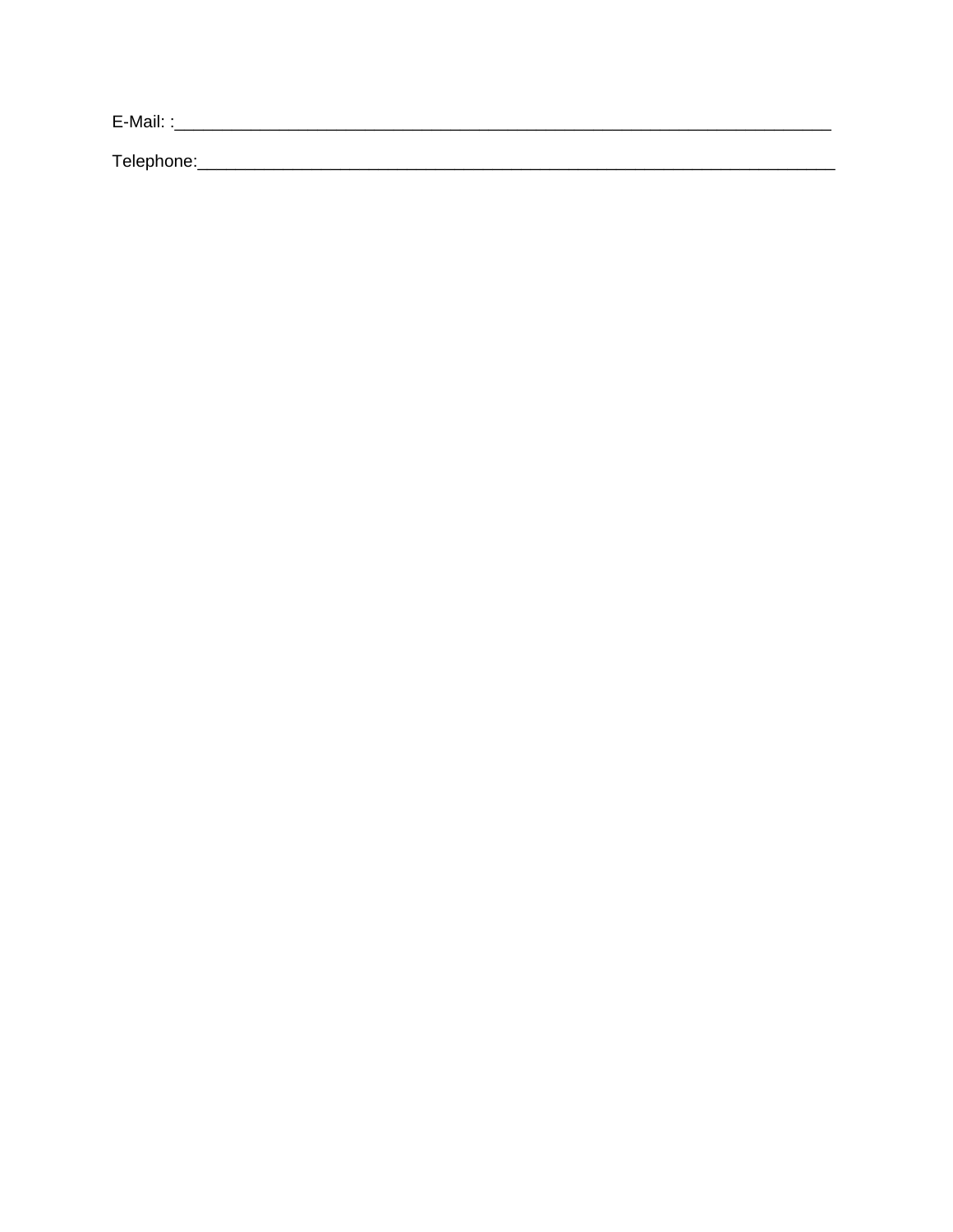E-Mail: :___________________________________________________________________________

Telephone:__________________________________________________________________________